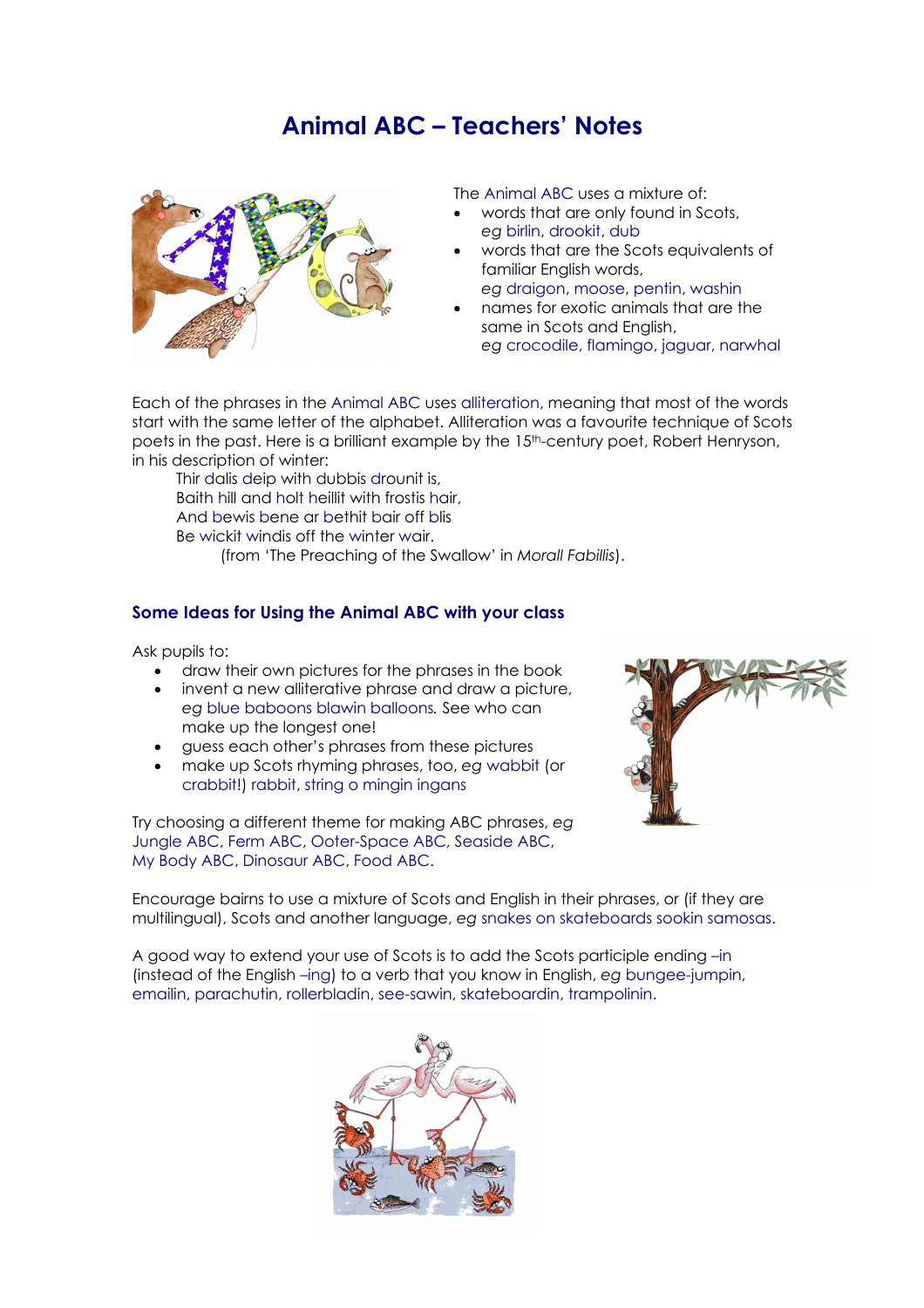# Animal ABC – Teachers' Notes

The Animal ABC uses a mixture of:

- words that are only found in Scots, *eg* birlin, drookit, dub
- words that are the Scots equivalents of familiar English words, *eg* draigon, moose, pentin, washin
- names for exotic animals that are the same in Scots and English, *eg* crocodile, flamingo, jaguar, narwhal

Each of the phrases in the Animal ABC uses alliteration, meaning that most of the words start with the same letter of the alphabet. Alliteration was a favourite technique of Scots poets in the past. Here is a brilliant example by the 15th-century poet, Robert Henryson, in his description of winter:

> Thir dalis deip with dubbis drounit is,
> Baith hill and holt heillit with frostis hair,
> And bewis bene ar bethit bair off blis
> Be wickit windis off the winter wair.
>
> (from 'The Preaching of the Swallow' in *Morall Fabillis*).

## Some Ideas for Using the Animal ABC with your class

Ask pupils to:

- draw their own pictures for the phrases in the book
- invent a new alliterative phrase and draw a picture, *eg* blue baboons blawin balloons*.* See who can make up the longest one!
- guess each other's phrases from these pictures
- make up Scots rhyming phrases, too, *eg* wabbit (or crabbit!) rabbit, string o mingin ingans

Try choosing a different theme for making ABC phrases, *eg* Jungle ABC, Ferm ABC, Ooter-Space ABC, Seaside ABC, My Body ABC, Dinosaur ABC, Food ABC.

Encourage bairns to use a mixture of Scots and English in their phrases, or (if they are multilingual), Scots and another language, *eg* snakes on skateboards sookin samosas.

A good way to extend your use of Scots is to add the Scots participle ending –in (instead of the English –ing) to a verb that you know in English, *eg* bungee-jumpin, emailin, parachutin, rollerbladin, see-sawin, skateboardin, trampolinin.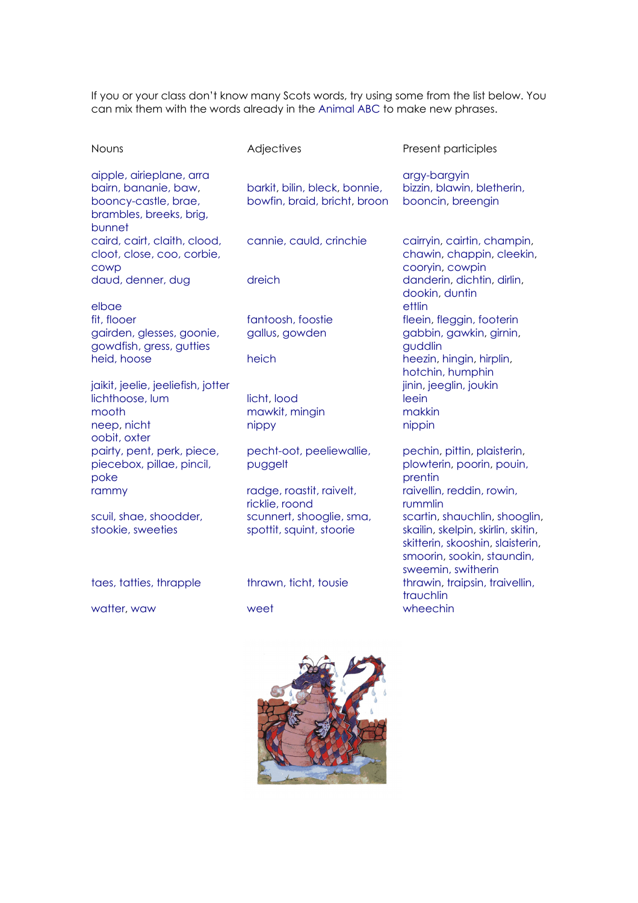If you or your class don't know many Scots words, try using some from the list below. You can mix them with the words already in the Animal ABC to make new phrases.

| Nouns | Adjectives | Present participles |
| --- | --- | --- |
| aipple, airieplane, arra | | argy-bargyin |
| bairn, bananie, baw, booncy-castle, brae, brambles, breeks, brig, bunnet | barkit, bilin, bleck, bonnie, bowfin, braid, bricht, broon | bizzin, blawin, bletherin, booncin, breengin |
| caird, cairt, claith, clood, cloot, close, coo, corbie, cowp | cannie, cauld, crinchie | cairryin, cairtin, champin, chawin, chappin, cleekin, cooryin, cowpin |
| daud, denner, dug | dreich | danderin, dichtin, dirlin, dookin, duntin |
| elbae | | ettlin |
| fit, flooer | fantoosh, foostie | fleein, fleggin, footerin |
| gairden, glesses, goonie, gowdfish, gress, gutties | gallus, gowden | gabbin, gawkin, girnin, guddlin |
| heid, hoose | heich | heezin, hingin, hirplin, hotchin, humphin |
| jaikit, jeelie, jeeliefish, jotter | | jinin, jeeglin, joukin |
| lichthoose, lum | licht, lood | leein |
| mooth | mawkit, mingin | makkin |
| neep, nicht | nippy | nippin |
| oobit, oxter | | |
| pairty, pent, perk, piece, piecebox, pillae, pincil, poke | pecht-oot, peeliewallie, puggelt | pechin, pittin, plaisterin, plowterin, poorin, pouin, prentin |
| rammy | radge, roastit, raivelt, ricklie, roond | raivellin, reddin, rowin, rummlin |
| scuil, shae, shoodder, stookie, sweeties | scunnert, shooglie, sma, spottit, squint, stoorie | scartin, shauchlin, shooglin, skailin, skelpin, skirlin, skitin, skitterin, skooshin, slaisterin, smoorin, sookin, staundin, sweemin, switherin |
| taes, tatties, thrapple | thrawn, ticht, tousie | thrawin, traipsin, traivellin, trauchlin |
| watter, waw | weet | wheechin |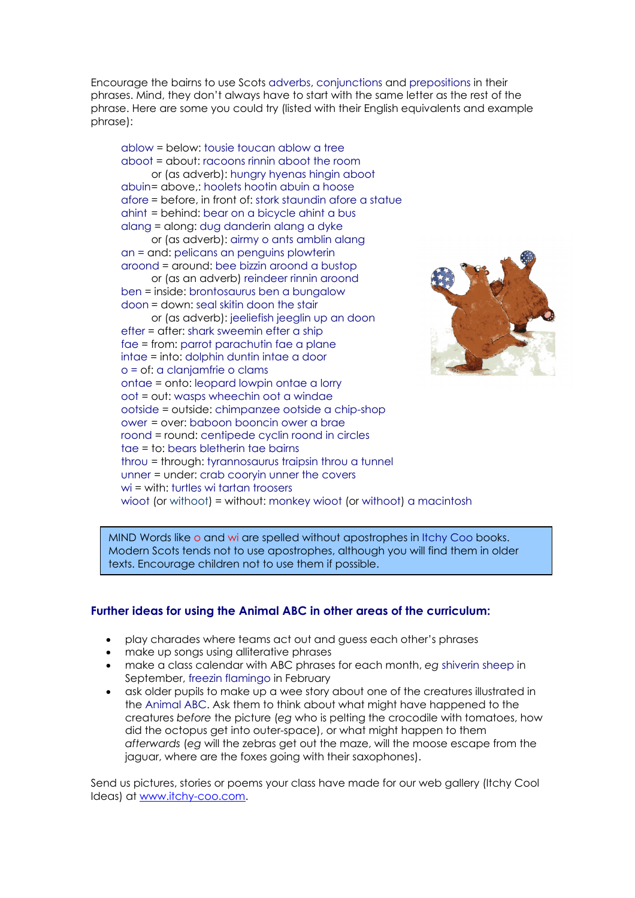Encourage the bairns to use Scots adverbs, conjunctions and prepositions in their phrases. Mind, they don't always have to start with the same letter as the rest of the phrase. Here are some you could try (listed with their English equivalents and example phrase):

ablow = below: tousie toucan ablow a tree
aboot = about: racoons rinnin aboot the room
or (as adverb): hungry hyenas hingin aboot
abuin= above,: hoolets hootin abuin a hoose
afore = before, in front of: stork staundin afore a statue
ahint = behind: bear on a bicycle ahint a bus
alang = along: dug danderin alang a dyke
or (as adverb): airmy o ants amblin alang
an = and: pelicans an penguins plowterin
aroond = around: bee bizzin aroond a bustop
or (as an adverb) reindeer rinnin aroond
ben = inside: brontosaurus ben a bungalow
doon = down: seal skitin doon the stair
or (as adverb): jeeliefish jeeglin up an doon
efter = after: shark sweemin efter a ship
fae = from: parrot parachutin fae a plane
intae = into: dolphin duntin intae a door
o = of: a clanjamfrie o clams
ontae = onto: leopard lowpin ontae a lorry
oot = out: wasps wheechin oot a windae
ootside = outside: chimpanzee ootside a chip-shop
ower = over: baboon booncin ower a brae
roond = round: centipede cyclin roond in circles
tae = to: bears bletherin tae bairns
throu = through: tyrannosaurus traipsin throu a tunnel
unner = under: crab cooryin unner the covers
wi = with: turtles wi tartan troosers
wioot (or withoot) = without: monkey wioot (or withoot) a macintosh

MIND Words like o and wi are spelled without apostrophes in Itchy Coo books. Modern Scots tends not to use apostrophes, although you will find them in older texts. Encourage children not to use them if possible.

### Further ideas for using the Animal ABC in other areas of the curriculum:

- play charades where teams act out and guess each other's phrases
- make up songs using alliterative phrases
- make a class calendar with ABC phrases for each month, *eg* shiverin sheep in September, freezin flamingo in February
- ask older pupils to make up a wee story about one of the creatures illustrated in the Animal ABC. Ask them to think about what might have happened to the creatures *before* the picture (eg who is pelting the crocodile with tomatoes, how did the octopus get into outer-space), or what might happen to them *afterwards* (eg will the zebras get out the maze, will the moose escape from the jaguar, where are the foxes going with their saxophones).

Send us pictures, stories or poems your class have made for our web gallery (Itchy Cool Ideas) at www.itchy-coo.com.